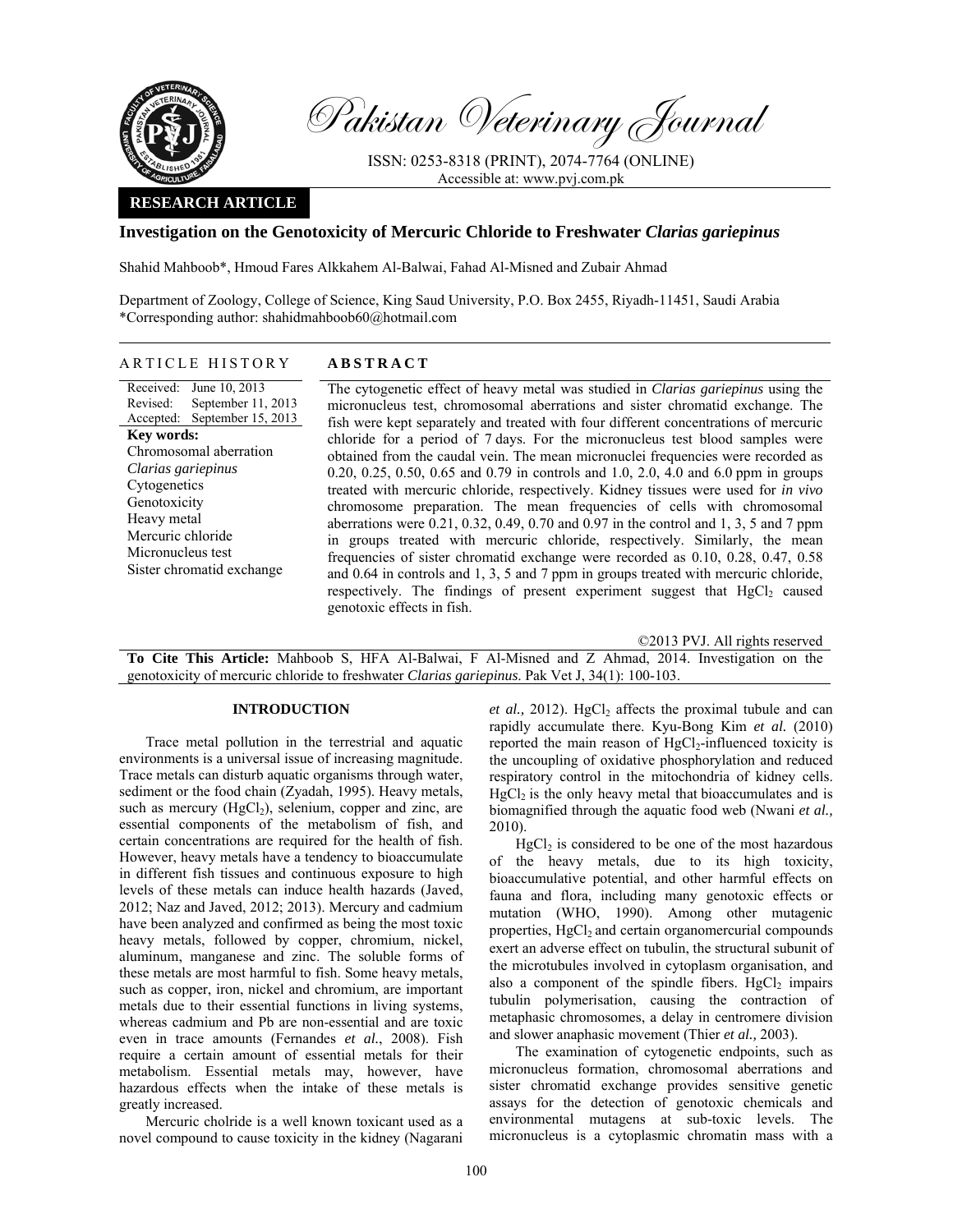# Investigation on the Genotoxicity of Mercuric Chloride to Freshwater *Clarias gariepinus*

Shahid Mahboob*, Hmoud Fares Alkkahem Al-Balwai, Fahad Al-Misned and Zubair Ahmad

Department of Zoology, College of Science, King Saud University, P.O. Box 2455, Riyadh-11451, Saudi Arabia
*Corresponding author: shahidmahboob60@hotmail.com

**RESEARCH ARTICLE**

## ARTICLE HISTORY

Received: June 10, 2013
Revised: September 11, 2013
Accepted: September 15, 2013

**Key words:**
Chromosomal aberration
*Clarias gariepinus*
Cytogenetics
Genotoxicity
Heavy metal
Mercuric chloride
Micronucleus test
Sister chromatid exchange

## ABSTRACT

The cytogenetic effect of heavy metal was studied in *Clarias gariepinus* using the micronucleus test, chromosomal aberrations and sister chromatid exchange. The fish were kept separately and treated with four different concentrations of mercuric chloride for a period of 7 days. For the micronucleus test blood samples were obtained from the caudal vein. The mean micronuclei frequencies were recorded as 0.20, 0.25, 0.50, 0.65 and 0.79 in controls and 1.0, 2.0, 4.0 and 6.0 ppm in groups treated with mercuric chloride, respectively. Kidney tissues were used for *in vivo* chromosome preparation. The mean frequencies of cells with chromosomal aberrations were 0.21, 0.32, 0.49, 0.70 and 0.97 in the control and 1, 3, 5 and 7 ppm in groups treated with mercuric chloride, respectively. Similarly, the mean frequencies of sister chromatid exchange were recorded as 0.10, 0.28, 0.47, 0.58 and 0.64 in controls and 1, 3, 5 and 7 ppm in groups treated with mercuric chloride, respectively. The findings of present experiment suggest that $HgCl_2$ caused genotoxic effects in fish.

©2013 PVJ. All rights reserved

**To Cite This Article:** Mahboob S, HFA Al-Balwai, F Al-Misned and Z Ahmad, 2014. Investigation on the genotoxicity of mercuric chloride to freshwater *Clarias gariepinus*. Pak Vet J, 34(1): 100-103.

## INTRODUCTION

Trace metal pollution in the terrestrial and aquatic environments is a universal issue of increasing magnitude. Trace metals can disturb aquatic organisms through water, sediment or the food chain (Zyadah, 1995). Heavy metals, such as mercury ($HgCl_2$), selenium, copper and zinc, are essential components of the metabolism of fish, and certain concentrations are required for the health of fish. However, heavy metals have a tendency to bioaccumulate in different fish tissues and continuous exposure to high levels of these metals can induce health hazards (Javed, 2012; Naz and Javed, 2012; 2013). Mercury and cadmium have been analyzed and confirmed as being the most toxic heavy metals, followed by copper, chromium, nickel, aluminum, manganese and zinc. The soluble forms of these metals are most harmful to fish. Some heavy metals, such as copper, iron, nickel and chromium, are important metals due to their essential functions in living systems, whereas cadmium and Pb are non-essential and are toxic even in trace amounts (Fernandes *et al.*, 2008). Fish require a certain amount of essential metals for their metabolism. Essential metals may, however, have hazardous effects when the intake of these metals is greatly increased.

Mercuric cholride is a well known toxicant used as a novel compound to cause toxicity in the kidney (Nagarani *et al.,* 2012). $HgCl_2$ affects the proximal tubule and can rapidly accumulate there. Kyu-Bong Kim *et al.* (2010) reported the main reason of $HgCl_2$-influenced toxicity is the uncoupling of oxidative phosphorylation and reduced respiratory control in the mitochondria of kidney cells. $HgCl_2$ is the only heavy metal that bioaccumulates and is biomagnified through the aquatic food web (Nwani *et al.,* 2010).

$HgCl_2$ is considered to be one of the most hazardous of the heavy metals, due to its high toxicity, bioaccumulative potential, and other harmful effects on fauna and flora, including many genotoxic effects or mutation (WHO, 1990). Among other mutagenic properties, $HgCl_2$ and certain organomercurial compounds exert an adverse effect on tubulin, the structural subunit of the microtubules involved in cytoplasm organisation, and also a component of the spindle fibers. $HgCl_2$ impairs tubulin polymerisation, causing the contraction of metaphasic chromosomes, a delay in centromere division and slower anaphasic movement (Thier *et al.,* 2003).

The examination of cytogenetic endpoints, such as micronucleus formation, chromosomal aberrations and sister chromatid exchange provides sensitive genetic assays for the detection of genotoxic chemicals and environmental mutagens at sub-toxic levels. The micronucleus is a cytoplasmic chromatin mass with a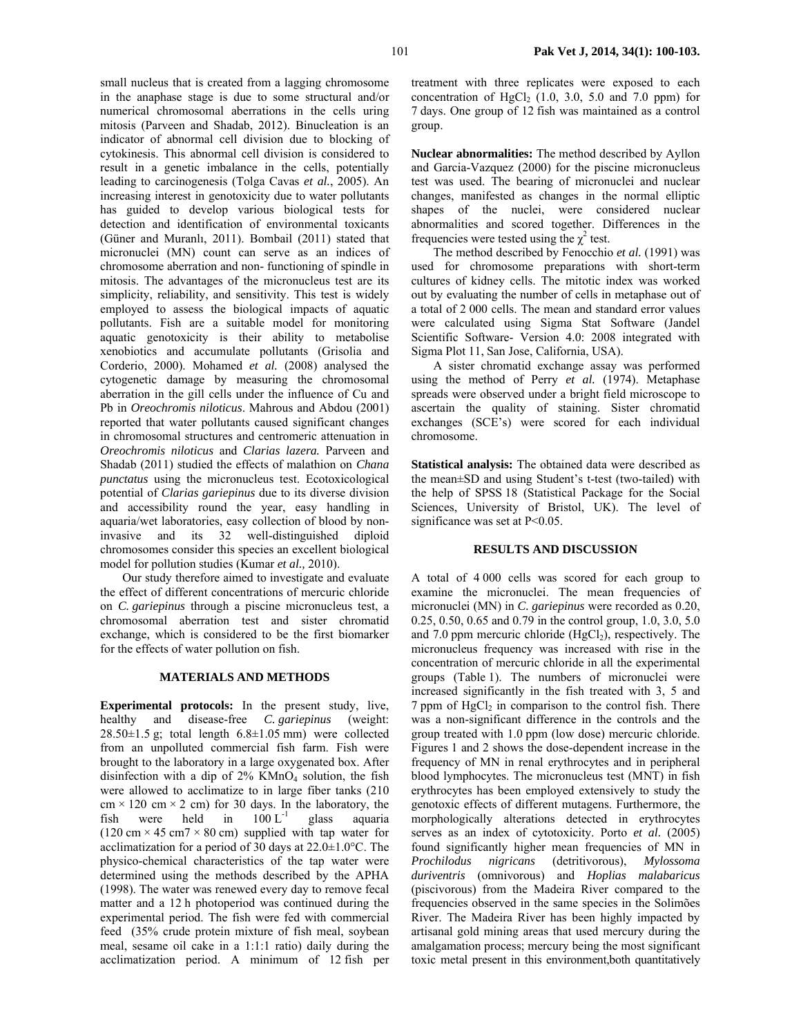small nucleus that is created from a lagging chromosome in the anaphase stage is due to some structural and/or numerical chromosomal aberrations in the cells uring mitosis (Parveen and Shadab, 2012). Binucleation is an indicator of abnormal cell division due to blocking of cytokinesis. This abnormal cell division is considered to result in a genetic imbalance in the cells, potentially leading to carcinogenesis (Tolga Cavas *et al.*, 2005). An increasing interest in genotoxicity due to water pollutants has guided to develop various biological tests for detection and identification of environmental toxicants (Güner and Muranlı, 2011). Bombail (2011) stated that micronuclei (MN) count can serve as an indices of chromosome aberration and non- functioning of spindle in mitosis. The advantages of the micronucleus test are its simplicity, reliability, and sensitivity. This test is widely employed to assess the biological impacts of aquatic pollutants. Fish are a suitable model for monitoring aquatic genotoxicity is their ability to metabolise xenobiotics and accumulate pollutants (Grisolia and Corderio, 2000). Mohamed *et al.* (2008) analysed the cytogenetic damage by measuring the chromosomal aberration in the gill cells under the influence of Cu and Pb in *Oreochromis niloticus*. Mahrous and Abdou (2001) reported that water pollutants caused significant changes in chromosomal structures and centromeric attenuation in *Oreochromis niloticus* and *Clarias lazera.* Parveen and Shadab (2011) studied the effects of malathion on *Chana punctatus* using the micronucleus test. Ecotoxicological potential of *Clarias gariepinus* due to its diverse division and accessibility round the year, easy handling in aquaria/wet laboratories, easy collection of blood by non-invasive and its 32 well-distinguished diploid chromosomes consider this species an excellent biological model for pollution studies (Kumar *et al.,* 2010).

Our study therefore aimed to investigate and evaluate the effect of different concentrations of mercuric chloride on *C. gariepinus* through a piscine micronucleus test, a chromosomal aberration test and sister chromatid exchange, which is considered to be the first biomarker for the effects of water pollution on fish.

## MATERIALS AND METHODS

**Experimental protocols:** In the present study, live, healthy and disease-free *C. gariepinus* (weight: 28.50±1.5 g; total length 6.8±1.05 mm) were collected from an unpolluted commercial fish farm. Fish were brought to the laboratory in a large oxygenated box. After disinfection with a dip of 2% $KMnO_4$ solution, the fish were allowed to acclimatize to in large fiber tanks (210 cm × 120 cm × 2 cm) for 30 days. In the laboratory, the fish were held in 100 $L^{-1}$ glass aquaria (120 cm × 45 cm7 × 80 cm) supplied with tap water for acclimatization for a period of 30 days at 22.0±1.0°C. The physico-chemical characteristics of the tap water were determined using the methods described by the APHA (1998). The water was renewed every day to remove fecal matter and a 12 h photoperiod was continued during the experimental period. The fish were fed with commercial feed (35% crude protein mixture of fish meal, soybean meal, sesame oil cake in a 1:1:1 ratio) daily during the acclimatization period. A minimum of 12 fish per treatment with three replicates were exposed to each concentration of $HgCl_2$ (1.0, 3.0, 5.0 and 7.0 ppm) for 7 days. One group of 12 fish was maintained as a control group.

**Nuclear abnormalities:** The method described by Ayllon and Garcia-Vazquez (2000) for the piscine micronucleus test was used. The bearing of micronuclei and nuclear changes, manifested as changes in the normal elliptic shapes of the nuclei, were considered nuclear abnormalities and scored together. Differences in the frequencies were tested using the $\chi^2$ test.

The method described by Fenocchio *et al.* (1991) was used for chromosome preparations with short-term cultures of kidney cells. The mitotic index was worked out by evaluating the number of cells in metaphase out of a total of 2 000 cells. The mean and standard error values were calculated using Sigma Stat Software (Jandel Scientific Software- Version 4.0: 2008 integrated with Sigma Plot 11, San Jose, California, USA).

A sister chromatid exchange assay was performed using the method of Perry *et al.* (1974). Metaphase spreads were observed under a bright field microscope to ascertain the quality of staining. Sister chromatid exchanges (SCE's) were scored for each individual chromosome.

**Statistical analysis:** The obtained data were described as the mean±SD and using Student's t-test (two-tailed) with the help of SPSS 18 (Statistical Package for the Social Sciences, University of Bristol, UK). The level of significance was set at $P<0.05$.

## RESULTS AND DISCUSSION

A total of 4 000 cells was scored for each group to examine the micronuclei. The mean frequencies of micronuclei (MN) in *C. gariepinus* were recorded as 0.20, 0.25, 0.50, 0.65 and 0.79 in the control group, 1.0, 3.0, 5.0 and 7.0 ppm mercuric chloride ($HgCl_2$), respectively. The micronucleus frequency was increased with rise in the concentration of mercuric chloride in all the experimental groups (Table 1). The numbers of micronuclei were increased significantly in the fish treated with 3, 5 and 7 ppm of $HgCl_2$ in comparison to the control fish. There was a non-significant difference in the controls and the group treated with 1.0 ppm (low dose) mercuric chloride. Figures 1 and 2 shows the dose-dependent increase in the frequency of MN in renal erythrocytes and in peripheral blood lymphocytes. The micronucleus test (MNT) in fish erythrocytes has been employed extensively to study the genotoxic effects of different mutagens. Furthermore, the morphologically alterations detected in erythrocytes serves as an index of cytotoxicity. Porto *et al.* (2005) found significantly higher mean frequencies of MN in *Prochilodus nigricans* (detritivorous), *Mylossoma duriventris* (omnivorous) and *Hoplias malabaricus* (piscivorous) from the Madeira River compared to the frequencies observed in the same species in the Solimões River. The Madeira River has been highly impacted by artisanal gold mining areas that used mercury during the amalgamation process; mercury being the most significant toxic metal present in this environment,both quantitatively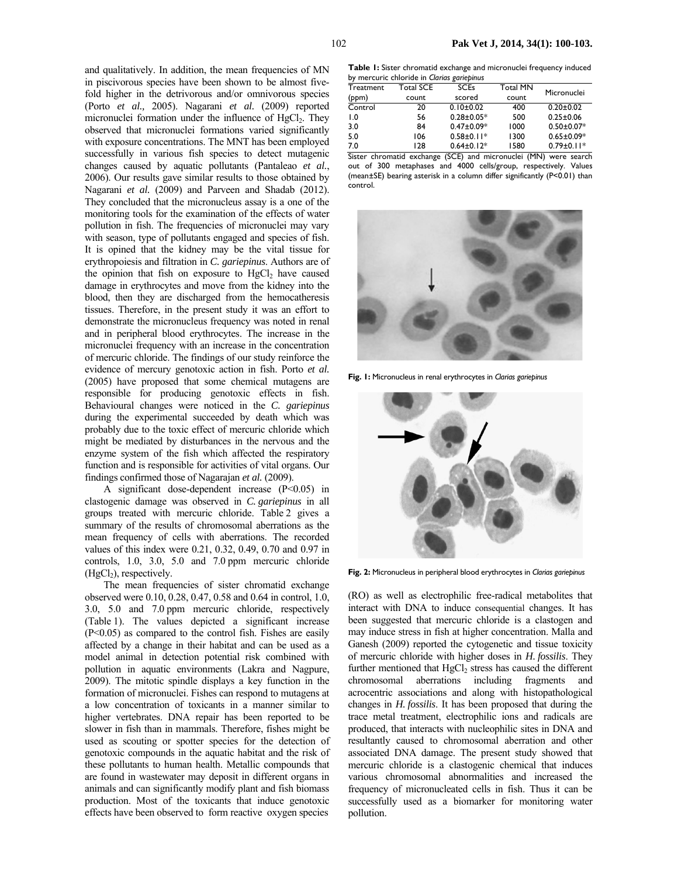and qualitatively. In addition, the mean frequencies of MN in piscivorous species have been shown to be almost five-fold higher in the detrivorous and/or omnivorous species (Porto *et al.,* 2005). Nagarani *et al.* (2009) reported micronuclei formation under the influence of $HgCl_2$. They observed that micronuclei formations varied significantly with exposure concentrations. The MNT has been employed successfully in various fish species to detect mutagenic changes caused by aquatic pollutants (Pantaleao *et al.*, 2006). Our results gave similar results to those obtained by Nagarani *et al.* (2009) and Parveen and Shadab (2012). They concluded that the micronucleus assay is a one of the monitoring tools for the examination of the effects of water pollution in fish. The frequencies of micronuclei may vary with season, type of pollutants engaged and species of fish. It is opined that the kidney may be the vital tissue for erythropoiesis and filtration in *C. gariepinus*. Authors are of the opinion that fish on exposure to $HgCl_2$ have caused damage in erythrocytes and move from the kidney into the blood, then they are discharged from the hemocatheresis tissues. Therefore, in the present study it was an effort to demonstrate the micronucleus frequency was noted in renal and in peripheral blood erythrocytes. The increase in the micronuclei frequency with an increase in the concentration of mercuric chloride. The findings of our study reinforce the evidence of mercury genotoxic action in fish. Porto *et al.* (2005) have proposed that some chemical mutagens are responsible for producing genotoxic effects in fish. Behavioural changes were noticed in the *C. gariepinus* during the experimental succeeded by death which was probably due to the toxic effect of mercuric chloride which might be mediated by disturbances in the nervous and the enzyme system of the fish which affected the respiratory function and is responsible for activities of vital organs. Our findings confirmed those of Nagarajan *et al.* (2009).

A significant dose-dependent increase ($P<0.05$) in clastogenic damage was observed in *C. gariepinus* in all groups treated with mercuric chloride. Table 2 gives a summary of the results of chromosomal aberrations as the mean frequency of cells with aberrations. The recorded values of this index were 0.21, 0.32, 0.49, 0.70 and 0.97 in controls, 1.0, 3.0, 5.0 and 7.0 ppm mercuric chloride ($HgCl_2$), respectively.

The mean frequencies of sister chromatid exchange observed were 0.10, 0.28, 0.47, 0.58 and 0.64 in control, 1.0, 3.0, 5.0 and 7.0 ppm mercuric chloride, respectively (Table 1). The values depicted a significant increase ($P<0.05$) as compared to the control fish. Fishes are easily affected by a change in their habitat and can be used as a model animal in detection potential risk combined with pollution in aquatic environments (Lakra and Nagpure, 2009). The mitotic spindle displays a key function in the formation of micronuclei. Fishes can respond to mutagens at a low concentration of toxicants in a manner similar to higher vertebrates. DNA repair has been reported to be slower in fish than in mammals. Therefore, fishes might be used as scouting or spotter species for the detection of genotoxic compounds in the aquatic habitat and the risk of these pollutants to human health. Metallic compounds that are found in wastewater may deposit in different organs in animals and can significantly modify plant and fish biomass production. Most of the toxicants that induce genotoxic effects have been observed to form reactive oxygen species (RO) as well as electrophilic free-radical metabolites that interact with DNA to induce consequential changes. It has been suggested that mercuric chloride is a clastogen and may induce stress in fish at higher concentration. Malla and Ganesh (2009) reported the cytogenetic and tissue toxicity of mercuric chloride with higher doses in *H. fossilis*. They further mentioned that $HgCl_2$ stress has caused the different chromosomal aberrations including fragments and acrocentric associations and along with histopathological changes in *H. fossilis*. It has been proposed that during the trace metal treatment, electrophilic ions and radicals are produced, that interacts with nucleophilic sites in DNA and resultantly caused to chromosomal aberration and other associated DNA damage. The present study showed that mercuric chloride is a clastogenic chemical that induces various chromosomal abnormalities and increased the frequency of micronucleated cells in fish. Thus it can be successfully used as a biomarker for monitoring water pollution.

**Table 1:** Sister chromatid exchange and micronuclei frequency induced by mercuric chloride in *Clarias gariepinus*

| Treatment (ppm) | Total SCE count | SCEs scored | Total MN count | Micronuclei |
|---|---|---|---|---|
| Control | 20 | 0.10±0.02 | 400 | 0.20±0.02 |
| 1.0 | 56 | 0.28±0.05* | 500 | 0.25±0.06 |
| 3.0 | 84 | 0.47±0.09* | 1000 | 0.50±0.07* |
| 5.0 | 106 | 0.58±0.11* | 1300 | 0.65±0.09* |
| 7.0 | 128 | 0.64±0.12* | 1580 | 0.79±0.11* |

Sister chromatid exchange (SCE) and micronuclei (MN) were search out of 300 metaphases and 4000 cells/group, respectively. Values (mean±SE) bearing asterisk in a column differ significantly ($P<0.01$) than control.

**Fig. 1:** Micronucleus in renal erythrocytes in *Clarias gariepinus*

**Fig. 2:** Micronucleus in peripheral blood erythrocytes in *Clarias gariepinus*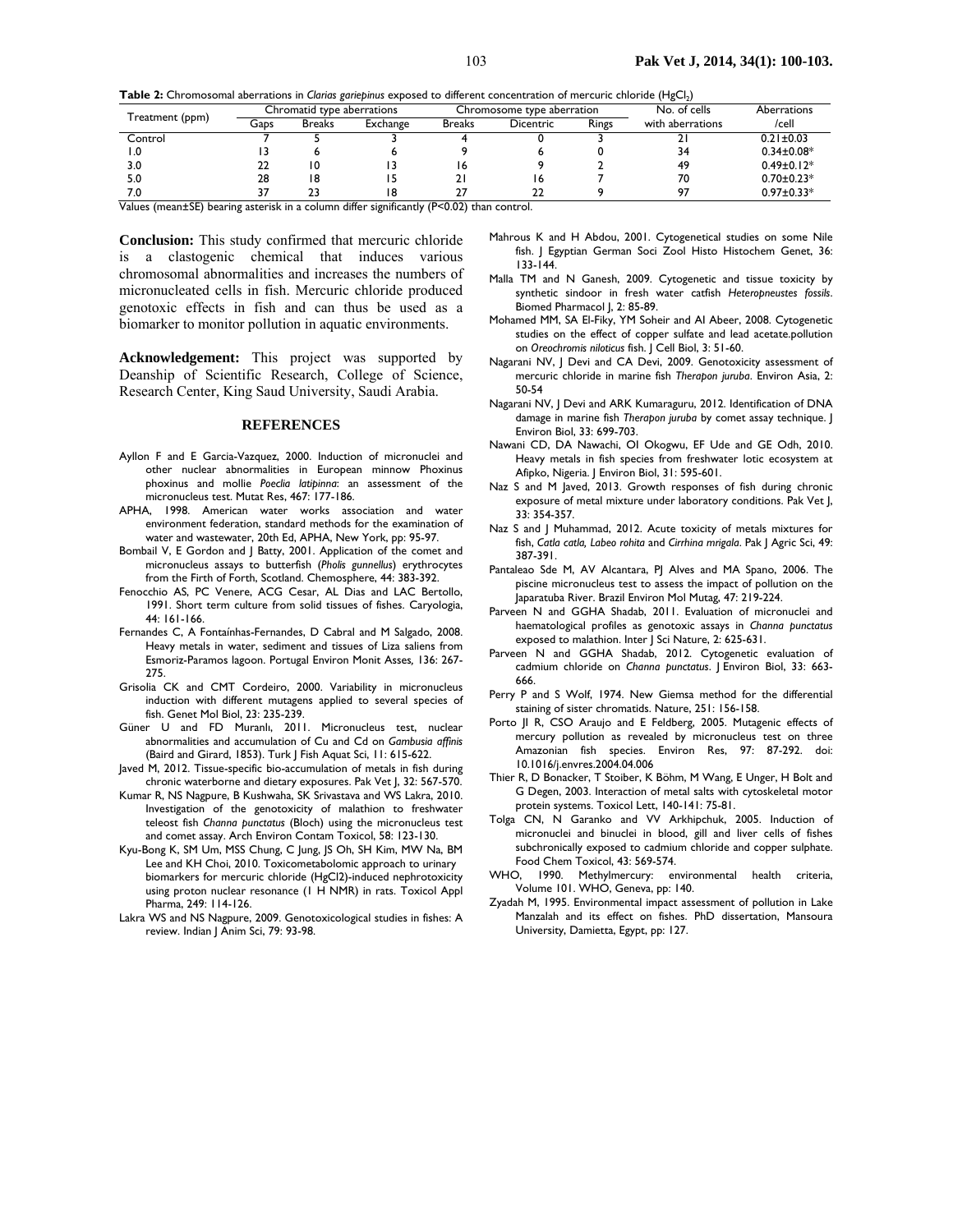**Table 2:** Chromosomal aberrations in *Clarias gariepinus* exposed to different concentration of mercuric chloride ($HgCl_2$)

| Treatment (ppm) | Chromatid type aberrations | | | Chromosome type aberration | | | No. of cells with aberrations | Aberrations /cell |
|---|---|---|---|---|---|---|---|---|
| | Gaps | Breaks | Exchange | Breaks | Dicentric | Rings | | |
| Control | 7 | 5 | 3 | 4 | 0 | 3 | 21 | 0.21±0.03 |
| 1.0 | 13 | 6 | 6 | 9 | 6 | 0 | 34 | 0.34±0.08* |
| 3.0 | 22 | 10 | 13 | 16 | 9 | 2 | 49 | 0.49±0.12* |
| 5.0 | 28 | 18 | 15 | 21 | 16 | 7 | 70 | 0.70±0.23* |
| 7.0 | 37 | 23 | 18 | 27 | 22 | 9 | 97 | 0.97±0.33* |

Values (mean±SE) bearing asterisk in a column differ significantly (P<0.02) than control.

**Conclusion:** This study confirmed that mercuric chloride is a clastogenic chemical that induces various chromosomal abnormalities and increases the numbers of micronucleated cells in fish. Mercuric chloride produced genotoxic effects in fish and can thus be used as a biomarker to monitor pollution in aquatic environments.

**Acknowledgement:** This project was supported by Deanship of Scientific Research, College of Science, Research Center, King Saud University, Saudi Arabia.

## REFERENCES

Ayllon F and E Garcia-Vazquez, 2000. Induction of micronuclei and other nuclear abnormalities in European minnow Phoxinus phoxinus and mollie *Poeclia latipinna*: an assessment of the micronucleus test. Mutat Res, 467: 177-186.

APHA, 1998. American water works association and water environment federation, standard methods for the examination of water and wastewater, 20th Ed, APHA, New York, pp: 95-97.

Bombail V, E Gordon and J Batty, 2001. Application of the comet and micronucleus assays to butterfish (*Pholis gunnellus*) erythrocytes from the Firth of Forth, Scotland. Chemosphere, 44: 383-392.

Fenocchio AS, PC Venere, ACG Cesar, AL Dias and LAC Bertollo, 1991. Short term culture from solid tissues of fishes. Caryologia, 44: 161-166.

Fernandes C, A Fontaínhas-Fernandes, D Cabral and M Salgado, 2008. Heavy metals in water, sediment and tissues of Liza saliens from Esmoriz-Paramos lagoon. Portugal Environ Monit Asses, 136: 267-275.

Grisolia CK and CMT Cordeiro, 2000. Variability in micronucleus induction with different mutagens applied to several species of fish. Genet Mol Biol, 23: 235-239.

Güner U and FD Muranlı, 2011. Micronucleus test, nuclear abnormalities and accumulation of Cu and Cd on *Gambusia affinis* (Baird and Girard, 1853). Turk J Fish Aquat Sci, 11: 615-622.

Javed M, 2012. Tissue-specific bio-accumulation of metals in fish during chronic waterborne and dietary exposures. Pak Vet J, 32: 567-570.

Kumar R, NS Nagpure, B Kushwaha, SK Srivastava and WS Lakra, 2010. Investigation of the genotoxicity of malathion to freshwater teleost fish *Channa punctatus* (Bloch) using the micronucleus test and comet assay. Arch Environ Contam Toxicol, 58: 123-130.

Kyu-Bong K, SM Um, MSS Chung, C Jung, JS Oh, SH Kim, MW Na, BM Lee and KH Choi, 2010. Toxicometabolomic approach to urinary biomarkers for mercuric chloride (HgCl2)-induced nephrotoxicity using proton nuclear resonance (1 H NMR) in rats. Toxicol Appl Pharma, 249: 114-126.

Lakra WS and NS Nagpure, 2009. Genotoxicological studies in fishes: A review. Indian J Anim Sci, 79: 93-98.

Mahrous K and H Abdou, 2001. Cytogenetical studies on some Nile fish. J Egyptian German Soci Zool Histo Histochem Genet, 36: 133-144.

Malla TM and N Ganesh, 2009. Cytogenetic and tissue toxicity by synthetic sindoor in fresh water catfish *Heteropneustes fossils*. Biomed Pharmacol J, 2: 85-89.

Mohamed MM, SA El-Fiky, YM Soheir and AI Abeer, 2008. Cytogenetic studies on the effect of copper sulfate and lead acetate.pollution on *Oreochromis niloticus* fish. J Cell Biol, 3: 51-60.

Nagarani NV, J Devi and CA Devi, 2009. Genotoxicity assessment of mercuric chloride in marine fish *Therapon juruba*. Environ Asia, 2: 50-54

Nagarani NV, J Devi and ARK Kumaraguru, 2012. Identification of DNA damage in marine fish *Therapon juruba* by comet assay technique. J Environ Biol, 33: 699-703.

Nawani CD, DA Nawachi, OI Okogwu, EF Ude and GE Odh, 2010. Heavy metals in fish species from freshwater lotic ecosystem at Afipko, Nigeria. J Environ Biol, 31: 595-601.

Naz S and M Javed, 2013. Growth responses of fish during chronic exposure of metal mixture under laboratory conditions. Pak Vet J, 33: 354-357.

Naz S and J Muhammad, 2012. Acute toxicity of metals mixtures for fish, *Catla catla, Labeo rohita* and *Cirrhina mrigala*. Pak J Agric Sci, 49: 387-391.

Pantaleao Sde M, AV Alcantara, PJ Alves and MA Spano, 2006. The piscine micronucleus test to assess the impact of pollution on the Japaratuba River. Brazil Environ Mol Mutag, 47: 219-224.

Parveen N and GGHA Shadab, 2011. Evaluation of micronuclei and haematological profiles as genotoxic assays in *Channa punctatus* exposed to malathion. Inter J Sci Nature, 2: 625-631.

Parveen N and GGHA Shadab, 2012. Cytogenetic evaluation of cadmium chloride on *Channa punctatus*. J Environ Biol, 33: 663-666.

Perry P and S Wolf, 1974. New Giemsa method for the differential staining of sister chromatids. Nature, 251: 156-158.

Porto JI R, CSO Araujo and E Feldberg, 2005. Mutagenic effects of mercury pollution as revealed by micronucleus test on three Amazonian fish species. Environ Res, 97: 87-292. doi: 10.1016/j.envres.2004.04.006

Thier R, D Bonacker, T Stoiber, K Böhm, M Wang, E Unger, H Bolt and G Degen, 2003. Interaction of metal salts with cytoskeletal motor protein systems. Toxicol Lett, 140-141: 75-81.

Tolga CN, N Garanko and VV Arkhipchuk, 2005. Induction of micronuclei and binuclei in blood, gill and liver cells of fishes subchronically exposed to cadmium chloride and copper sulphate. Food Chem Toxicol, 43: 569-574.

WHO, 1990. Methylmercury: environmental health criteria, Volume 101. WHO, Geneva, pp: 140.

Zyadah M, 1995. Environmental impact assessment of pollution in Lake Manzalah and its effect on fishes. PhD dissertation, Mansoura University, Damietta, Egypt, pp: 127.